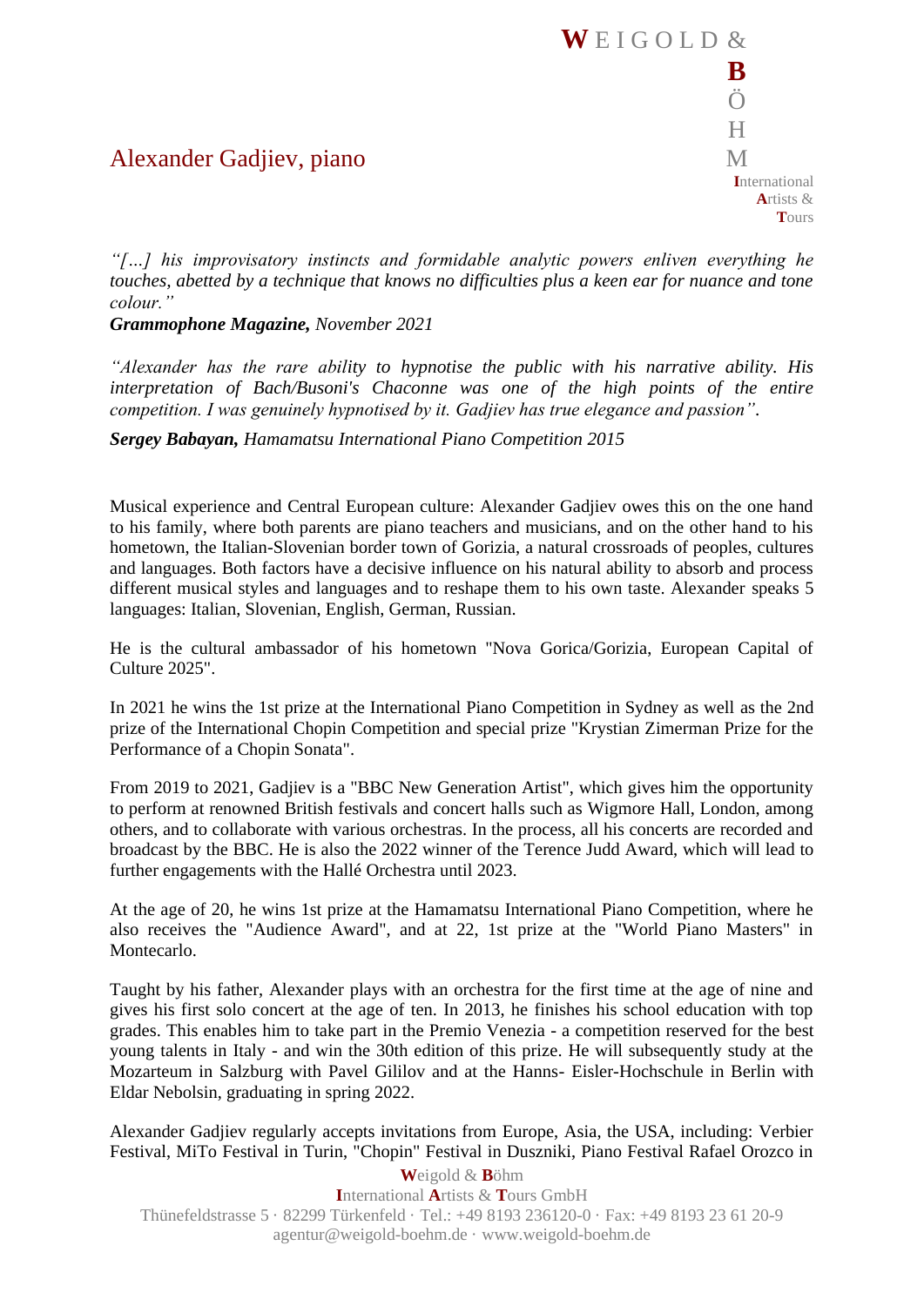# Alexander Gadjiev, piano

*"[…] his improvisatory instincts and formidable analytic powers enliven everything he touches, abetted by a technique that knows no difficulties plus a keen ear for nuance and tone colour."*

***Grammophone Magazine,*** *November 2021*

*"Alexander has the rare ability to hypnotise the public with his narrative ability. His interpretation of Bach/Busoni's Chaconne was one of the high points of the entire competition. I was genuinely hypnotised by it. Gadjiev has true elegance and passion".*

***Sergey Babayan,*** *Hamamatsu International Piano Competition 2015*

Musical experience and Central European culture: Alexander Gadjiev owes this on the one hand to his family, where both parents are piano teachers and musicians, and on the other hand to his hometown, the Italian-Slovenian border town of Gorizia, a natural crossroads of peoples, cultures and languages. Both factors have a decisive influence on his natural ability to absorb and process different musical styles and languages and to reshape them to his own taste. Alexander speaks 5 languages: Italian, Slovenian, English, German, Russian.

He is the cultural ambassador of his hometown "Nova Gorica/Gorizia, European Capital of Culture 2025".

In 2021 he wins the 1st prize at the International Piano Competition in Sydney as well as the 2nd prize of the International Chopin Competition and special prize "Krystian Zimerman Prize for the Performance of a Chopin Sonata".

From 2019 to 2021, Gadjiev is a "BBC New Generation Artist", which gives him the opportunity to perform at renowned British festivals and concert halls such as Wigmore Hall, London, among others, and to collaborate with various orchestras. In the process, all his concerts are recorded and broadcast by the BBC. He is also the 2022 winner of the Terence Judd Award, which will lead to further engagements with the Hallé Orchestra until 2023.

At the age of 20, he wins 1st prize at the Hamamatsu International Piano Competition, where he also receives the "Audience Award", and at 22, 1st prize at the "World Piano Masters" in Montecarlo.

Taught by his father, Alexander plays with an orchestra for the first time at the age of nine and gives his first solo concert at the age of ten. In 2013, he finishes his school education with top grades. This enables him to take part in the Premio Venezia - a competition reserved for the best young talents in Italy - and win the 30th edition of this prize. He will subsequently study at the Mozarteum in Salzburg with Pavel Gililov and at the Hanns- Eisler-Hochschule in Berlin with Eldar Nebolsin, graduating in spring 2022.

Alexander Gadjiev regularly accepts invitations from Europe, Asia, the USA, including: Verbier Festival, MiTo Festival in Turin, "Chopin" Festival in Duszniki, Piano Festival Rafael Orozco in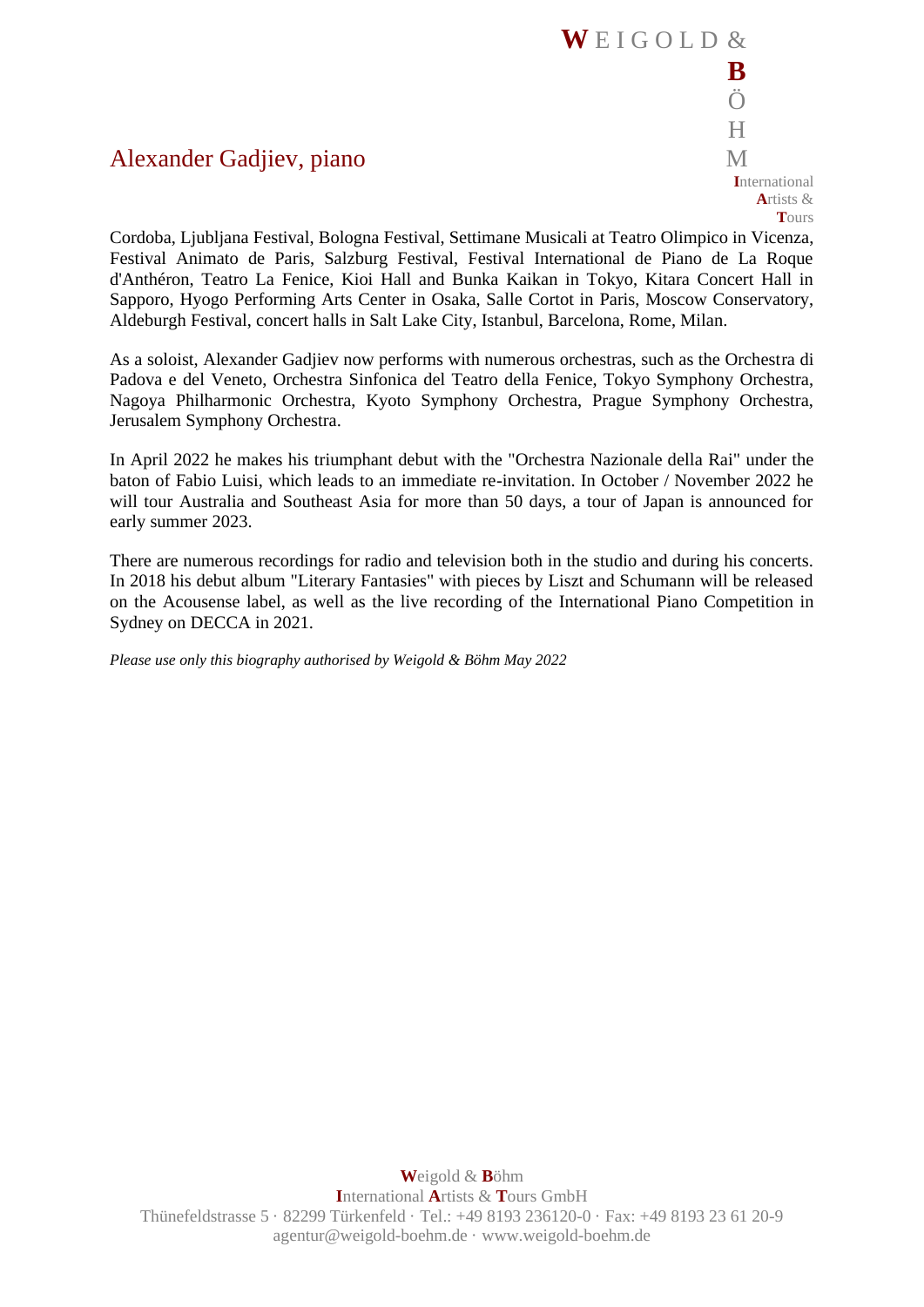# Alexander Gadjiev, piano

Cordoba, Ljubljana Festival, Bologna Festival, Settimane Musicali at Teatro Olimpico in Vicenza, Festival Animato de Paris, Salzburg Festival, Festival International de Piano de La Roque d'Anthéron, Teatro La Fenice, Kioi Hall and Bunka Kaikan in Tokyo, Kitara Concert Hall in Sapporo, Hyogo Performing Arts Center in Osaka, Salle Cortot in Paris, Moscow Conservatory, Aldeburgh Festival, concert halls in Salt Lake City, Istanbul, Barcelona, Rome, Milan.

As a soloist, Alexander Gadjiev now performs with numerous orchestras, such as the Orchestra di Padova e del Veneto, Orchestra Sinfonica del Teatro della Fenice, Tokyo Symphony Orchestra, Nagoya Philharmonic Orchestra, Kyoto Symphony Orchestra, Prague Symphony Orchestra, Jerusalem Symphony Orchestra.

In April 2022 he makes his triumphant debut with the "Orchestra Nazionale della Rai" under the baton of Fabio Luisi, which leads to an immediate re-invitation. In October / November 2022 he will tour Australia and Southeast Asia for more than 50 days, a tour of Japan is announced for early summer 2023.

There are numerous recordings for radio and television both in the studio and during his concerts. In 2018 his debut album "Literary Fantasies" with pieces by Liszt and Schumann will be released on the Acousense label, as well as the live recording of the International Piano Competition in Sydney on DECCA in 2021.

*Please use only this biography authorised by Weigold & Böhm May 2022*